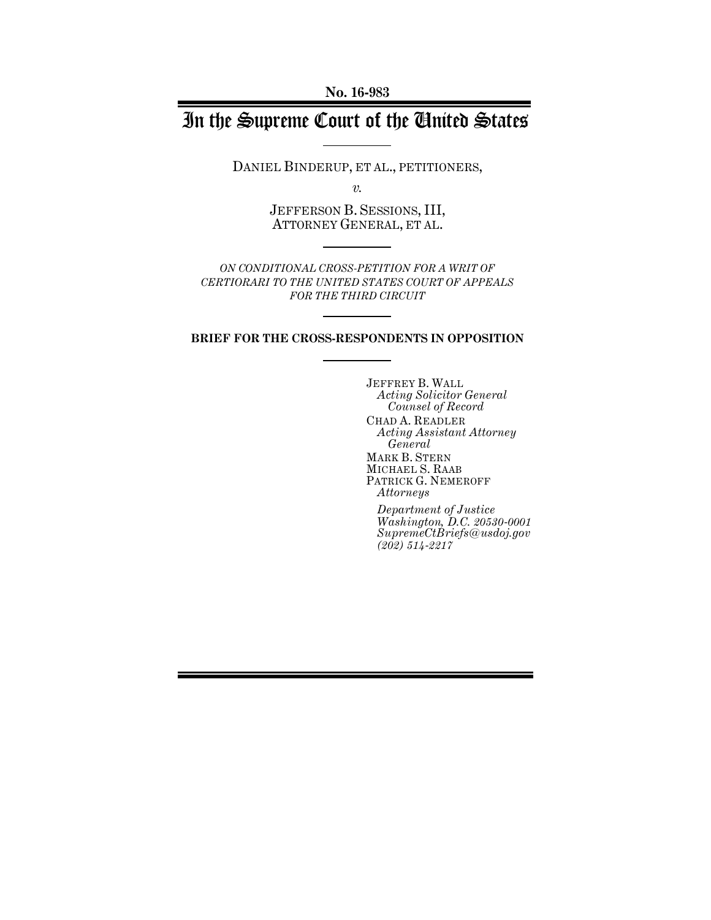**No. 16-983**

# In the Supreme Court of the United States

DANIEL BINDERUP, ET AL., PETITIONERS,

*v.*

JEFFERSON B. SESSIONS, III, ATTORNEY GENERAL, ET AL.

*ON CONDITIONAL CROSS-PETITION FOR A WRIT OF CERTIORARI TO THE UNITED STATES COURT OF APPEALS FOR THE THIRD CIRCUIT*

**BRIEF FOR THE CROSS-RESPONDENTS IN OPPOSITION**

JEFFREY B. WALL
*Acting Solicitor General*
*Counsel of Record*

CHAD A. READLER
*Acting Assistant Attorney General*

MARK B. STERN
MICHAEL S. RAAB
PATRICK G. NEMEROFF
*Attorneys*

*Department of Justice*
*Washington, D.C. 20530-0001*
*SupremeCtBriefs@usdoj.gov*
*(202) 514-2217*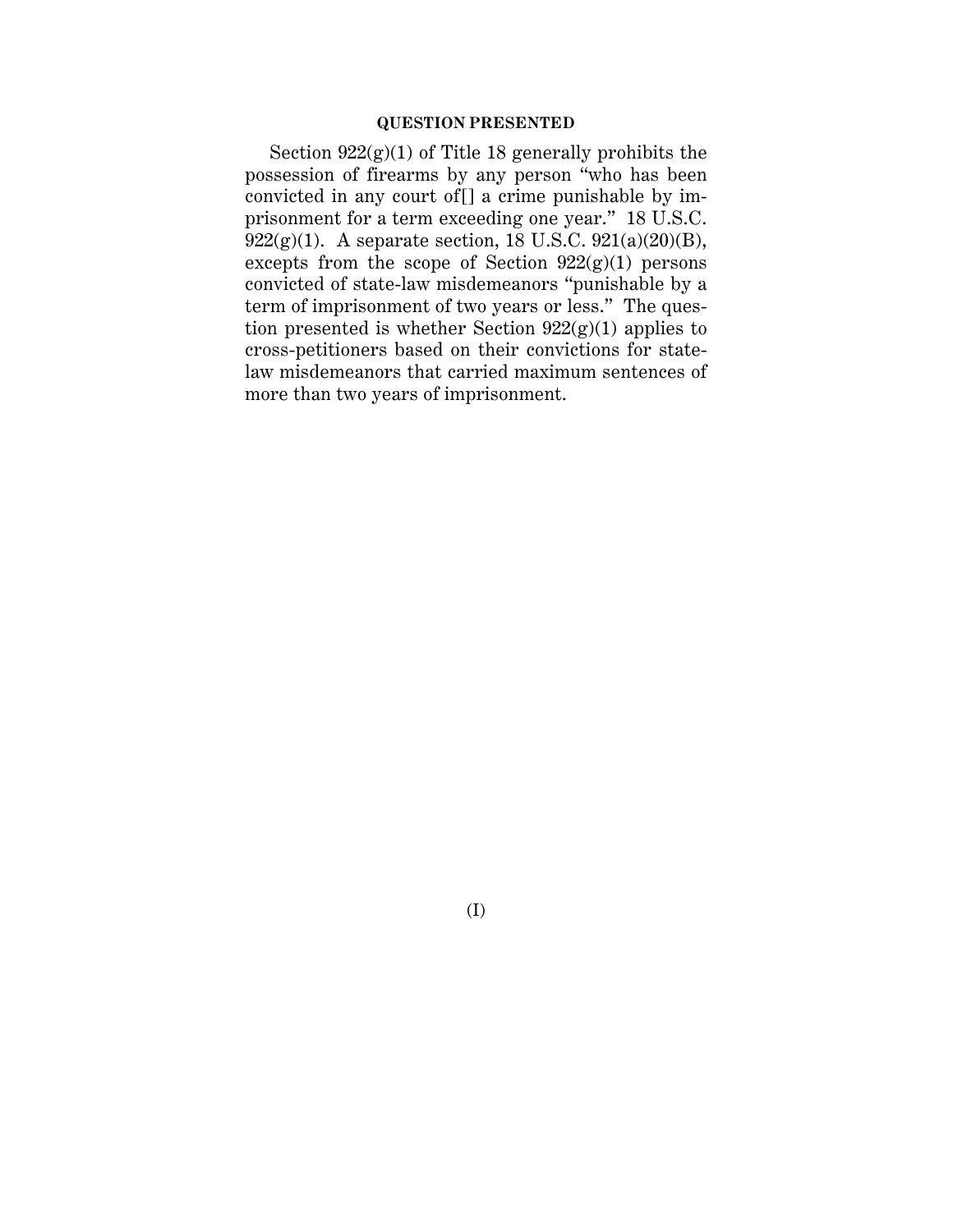## QUESTION PRESENTED

Section 922(g)(1) of Title 18 generally prohibits the possession of firearms by any person "who has been convicted in any court of[] a crime punishable by imprisonment for a term exceeding one year." 18 U.S.C. 922(g)(1). A separate section, 18 U.S.C. 921(a)(20)(B), excepts from the scope of Section 922(g)(1) persons convicted of state-law misdemeanors "punishable by a term of imprisonment of two years or less." The question presented is whether Section 922(g)(1) applies to cross-petitioners based on their convictions for state-law misdemeanors that carried maximum sentences of more than two years of imprisonment.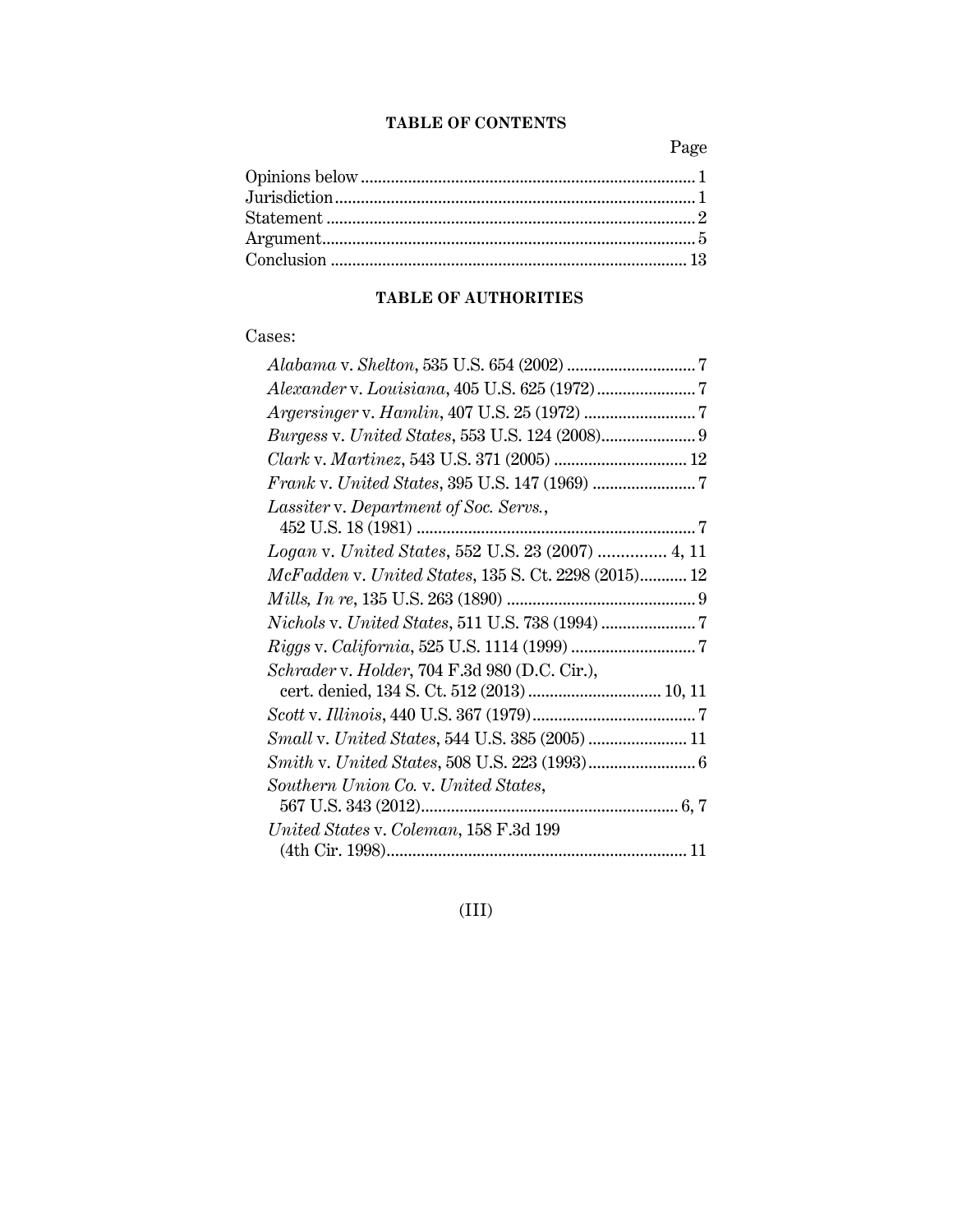## TABLE OF CONTENTS

| | Page |
|---|---|
| Opinions below | 1 |
| Jurisdiction | 1 |
| Statement | 2 |
| Argument | 5 |
| Conclusion | 13 |

## TABLE OF AUTHORITIES

Cases:

| | |
|---|---|
| *Alabama* v. *Shelton*, 535 U.S. 654 (2002) | 7 |
| *Alexander* v. *Louisiana*, 405 U.S. 625 (1972) | 7 |
| *Argersinger* v. *Hamlin*, 407 U.S. 25 (1972) | 7 |
| *Burgess* v. *United States*, 553 U.S. 124 (2008) | 9 |
| *Clark* v. *Martinez*, 543 U.S. 371 (2005) | 12 |
| *Frank* v. *United States*, 395 U.S. 147 (1969) | 7 |
| *Lassiter* v. *Department of Soc. Servs.*, 452 U.S. 18 (1981) | 7 |
| *Logan* v. *United States*, 552 U.S. 23 (2007) | 4, 11 |
| *McFadden* v. *United States*, 135 S. Ct. 2298 (2015) | 12 |
| *Mills, In re*, 135 U.S. 263 (1890) | 9 |
| *Nichols* v. *United States*, 511 U.S. 738 (1994) | 7 |
| *Riggs* v. *California*, 525 U.S. 1114 (1999) | 7 |
| *Schrader* v. *Holder*, 704 F.3d 980 (D.C. Cir.), cert. denied, 134 S. Ct. 512 (2013) | 10, 11 |
| *Scott* v. *Illinois*, 440 U.S. 367 (1979) | 7 |
| *Small* v. *United States*, 544 U.S. 385 (2005) | 11 |
| *Smith* v. *United States*, 508 U.S. 223 (1993) | 6 |
| *Southern Union Co.* v. *United States*, 567 U.S. 343 (2012) | 6, 7 |
| *United States* v. *Coleman*, 158 F.3d 199 (4th Cir. 1998) | 11 |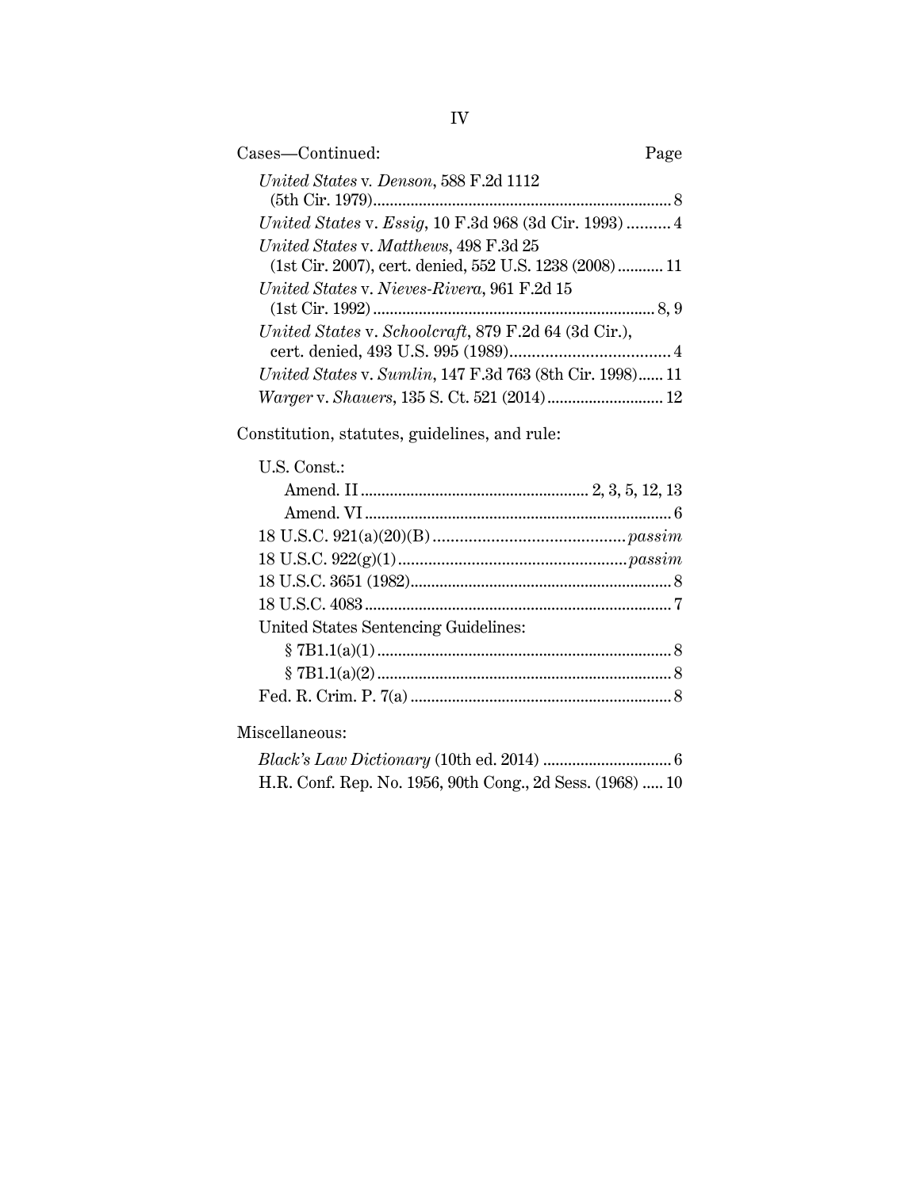Cases—Continued: Page

*United States* v. *Denson*, 588 F.2d 1112 (5th Cir. 1979) ........ 8

*United States* v. *Essig*, 10 F.3d 968 (3d Cir. 1993) ........ 4

*United States* v. *Matthews*, 498 F.3d 25 (1st Cir. 2007), cert. denied, 552 U.S. 1238 (2008) ........ 11

*United States* v. *Nieves-Rivera*, 961 F.2d 15 (1st Cir. 1992) ........ 8, 9

*United States* v. *Schoolcraft*, 879 F.2d 64 (3d Cir.), cert. denied, 493 U.S. 995 (1989) ........ 4

*United States* v. *Sumlin*, 147 F.3d 763 (8th Cir. 1998) ........ 11

*Warger* v. *Shauers*, 135 S. Ct. 521 (2014) ........ 12

Constitution, statutes, guidelines, and rule:

U.S. Const.:

- Amend. II ........ 2, 3, 5, 12, 13
- Amend. VI ........ 6

18 U.S.C. 921(a)(20)(B) ........ *passim*

18 U.S.C. 922(g)(1) ........ *passim*

18 U.S.C. 3651 (1982) ........ 8

18 U.S.C. 4083 ........ 7

United States Sentencing Guidelines:

- § 7B1.1(a)(1) ........ 8
- § 7B1.1(a)(2) ........ 8

Fed. R. Crim. P. 7(a) ........ 8

Miscellaneous:

*Black's Law Dictionary* (10th ed. 2014) ........ 6

H.R. Conf. Rep. No. 1956, 90th Cong., 2d Sess. (1968) ........ 10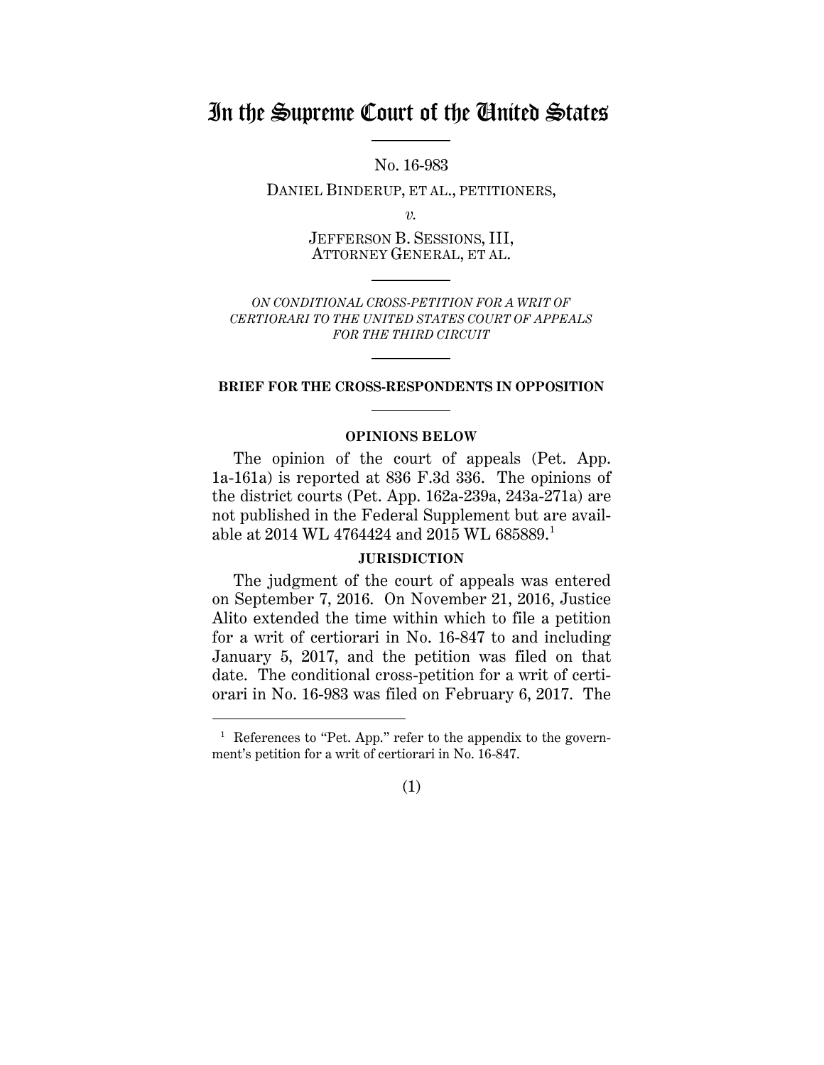# In the Supreme Court of the United States

No. 16-983

DANIEL BINDERUP, ET AL., PETITIONERS,

*v.*

JEFFERSON B. SESSIONS, III, ATTORNEY GENERAL, ET AL.

*ON CONDITIONAL CROSS-PETITION FOR A WRIT OF CERTIORARI TO THE UNITED STATES COURT OF APPEALS FOR THE THIRD CIRCUIT*

**BRIEF FOR THE CROSS-RESPONDENTS IN OPPOSITION**

**OPINIONS BELOW**

The opinion of the court of appeals (Pet. App. 1a-161a) is reported at 836 F.3d 336. The opinions of the district courts (Pet. App. 162a-239a, 243a-271a) are not published in the Federal Supplement but are available at 2014 WL 4764424 and 2015 WL 685889.[1]

**JURISDICTION**

The judgment of the court of appeals was entered on September 7, 2016. On November 21, 2016, Justice Alito extended the time within which to file a petition for a writ of certiorari in No. 16-847 to and including January 5, 2017, and the petition was filed on that date. The conditional cross-petition for a writ of certiorari in No. 16-983 was filed on February 6, 2017. The

[1] References to "Pet. App." refer to the appendix to the government's petition for a writ of certiorari in No. 16-847.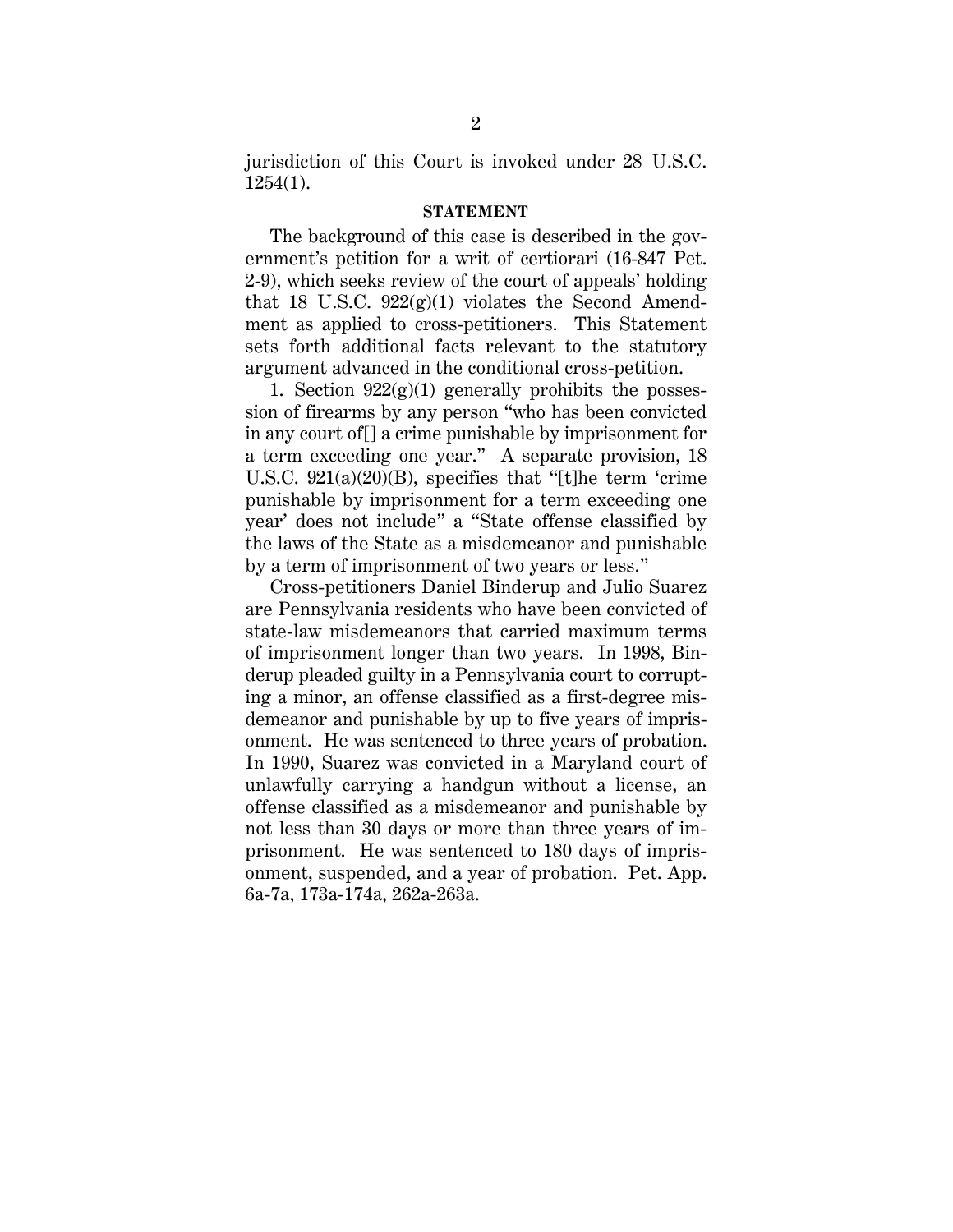jurisdiction of this Court is invoked under 28 U.S.C. 1254(1).

**STATEMENT**

The background of this case is described in the government's petition for a writ of certiorari (16-847 Pet. 2-9), which seeks review of the court of appeals' holding that 18 U.S.C. 922(g)(1) violates the Second Amendment as applied to cross-petitioners. This Statement sets forth additional facts relevant to the statutory argument advanced in the conditional cross-petition.

1. Section 922(g)(1) generally prohibits the possession of firearms by any person "who has been convicted in any court of[] a crime punishable by imprisonment for a term exceeding one year." A separate provision, 18 U.S.C. 921(a)(20)(B), specifies that "[t]he term 'crime punishable by imprisonment for a term exceeding one year' does not include" a "State offense classified by the laws of the State as a misdemeanor and punishable by a term of imprisonment of two years or less."

Cross-petitioners Daniel Binderup and Julio Suarez are Pennsylvania residents who have been convicted of state-law misdemeanors that carried maximum terms of imprisonment longer than two years. In 1998, Binderup pleaded guilty in a Pennsylvania court to corrupting a minor, an offense classified as a first-degree misdemeanor and punishable by up to five years of imprisonment. He was sentenced to three years of probation. In 1990, Suarez was convicted in a Maryland court of unlawfully carrying a handgun without a license, an offense classified as a misdemeanor and punishable by not less than 30 days or more than three years of imprisonment. He was sentenced to 180 days of imprisonment, suspended, and a year of probation. Pet. App. 6a-7a, 173a-174a, 262a-263a.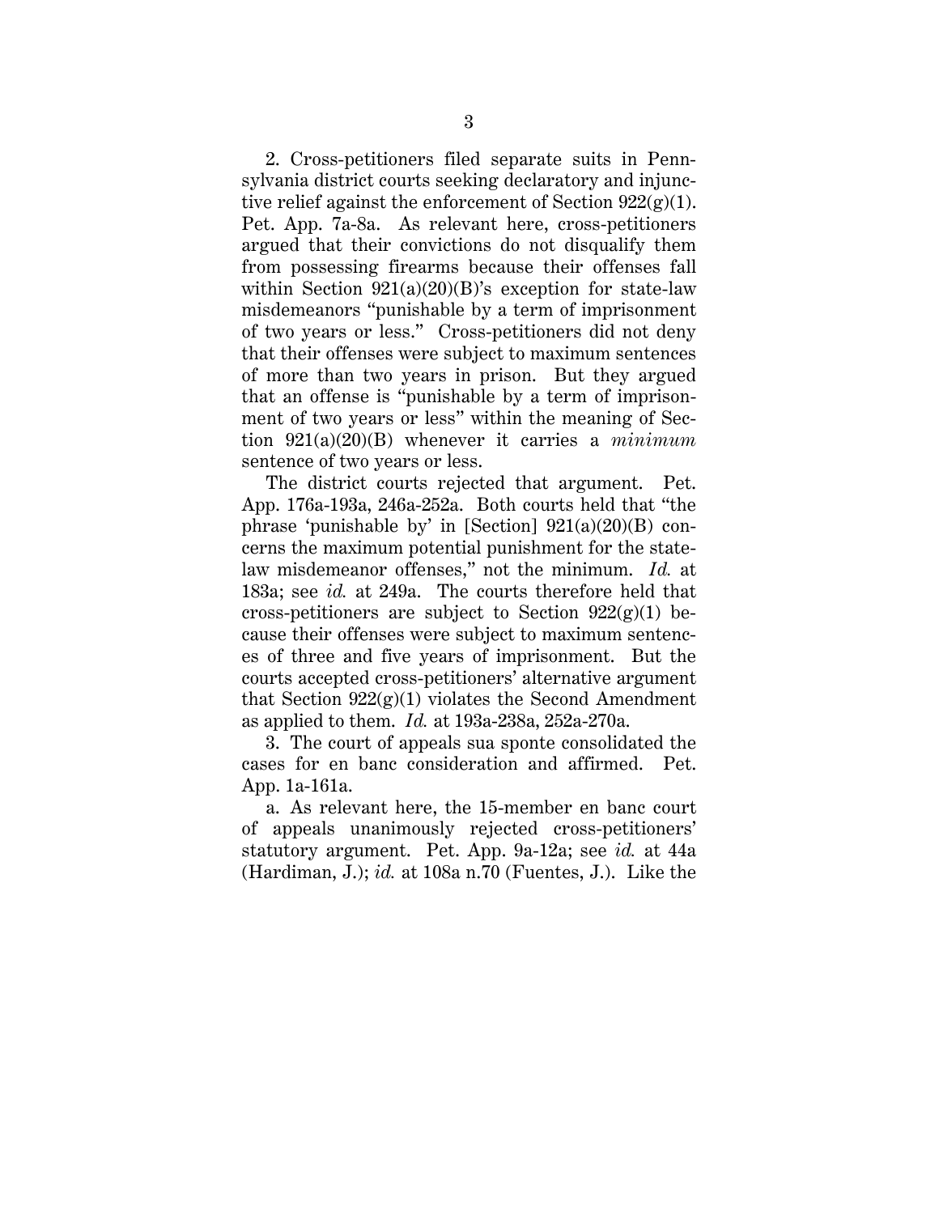2. Cross-petitioners filed separate suits in Pennsylvania district courts seeking declaratory and injunctive relief against the enforcement of Section 922(g)(1). Pet. App. 7a-8a. As relevant here, cross-petitioners argued that their convictions do not disqualify them from possessing firearms because their offenses fall within Section 921(a)(20)(B)'s exception for state-law misdemeanors "punishable by a term of imprisonment of two years or less." Cross-petitioners did not deny that their offenses were subject to maximum sentences of more than two years in prison. But they argued that an offense is "punishable by a term of imprisonment of two years or less" within the meaning of Section 921(a)(20)(B) whenever it carries a *minimum* sentence of two years or less.

The district courts rejected that argument. Pet. App. 176a-193a, 246a-252a. Both courts held that "the phrase 'punishable by' in [Section] 921(a)(20)(B) concerns the maximum potential punishment for the state-law misdemeanor offenses," not the minimum. *Id.* at 183a; see *id.* at 249a. The courts therefore held that cross-petitioners are subject to Section 922(g)(1) because their offenses were subject to maximum sentences of three and five years of imprisonment. But the courts accepted cross-petitioners' alternative argument that Section 922(g)(1) violates the Second Amendment as applied to them. *Id.* at 193a-238a, 252a-270a.

3. The court of appeals sua sponte consolidated the cases for en banc consideration and affirmed. Pet. App. 1a-161a.

a. As relevant here, the 15-member en banc court of appeals unanimously rejected cross-petitioners' statutory argument. Pet. App. 9a-12a; see *id.* at 44a (Hardiman, J.); *id.* at 108a n.70 (Fuentes, J.). Like the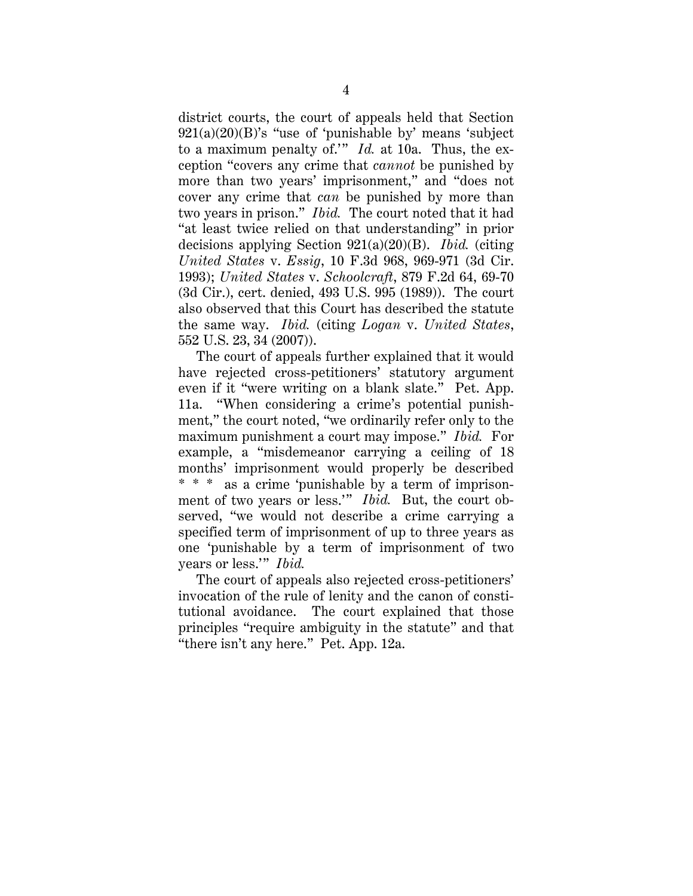district courts, the court of appeals held that Section 921(a)(20)(B)'s "use of 'punishable by' means 'subject to a maximum penalty of.'" *Id.* at 10a. Thus, the exception "covers any crime that *cannot* be punished by more than two years' imprisonment," and "does not cover any crime that *can* be punished by more than two years in prison." *Ibid.* The court noted that it had "at least twice relied on that understanding" in prior decisions applying Section 921(a)(20)(B). *Ibid.* (citing *United States* v. *Essig*, 10 F.3d 968, 969-971 (3d Cir. 1993); *United States* v. *Schoolcraft*, 879 F.2d 64, 69-70 (3d Cir.), cert. denied, 493 U.S. 995 (1989)). The court also observed that this Court has described the statute the same way. *Ibid.* (citing *Logan* v. *United States*, 552 U.S. 23, 34 (2007)).

The court of appeals further explained that it would have rejected cross-petitioners' statutory argument even if it "were writing on a blank slate." Pet. App. 11a. "When considering a crime's potential punishment," the court noted, "we ordinarily refer only to the maximum punishment a court may impose." *Ibid.* For example, a "misdemeanor carrying a ceiling of 18 months' imprisonment would properly be described * * * as a crime 'punishable by a term of imprisonment of two years or less.'" *Ibid.* But, the court observed, "we would not describe a crime carrying a specified term of imprisonment of up to three years as one 'punishable by a term of imprisonment of two years or less.'" *Ibid.*

The court of appeals also rejected cross-petitioners' invocation of the rule of lenity and the canon of constitutional avoidance. The court explained that those principles "require ambiguity in the statute" and that "there isn't any here." Pet. App. 12a.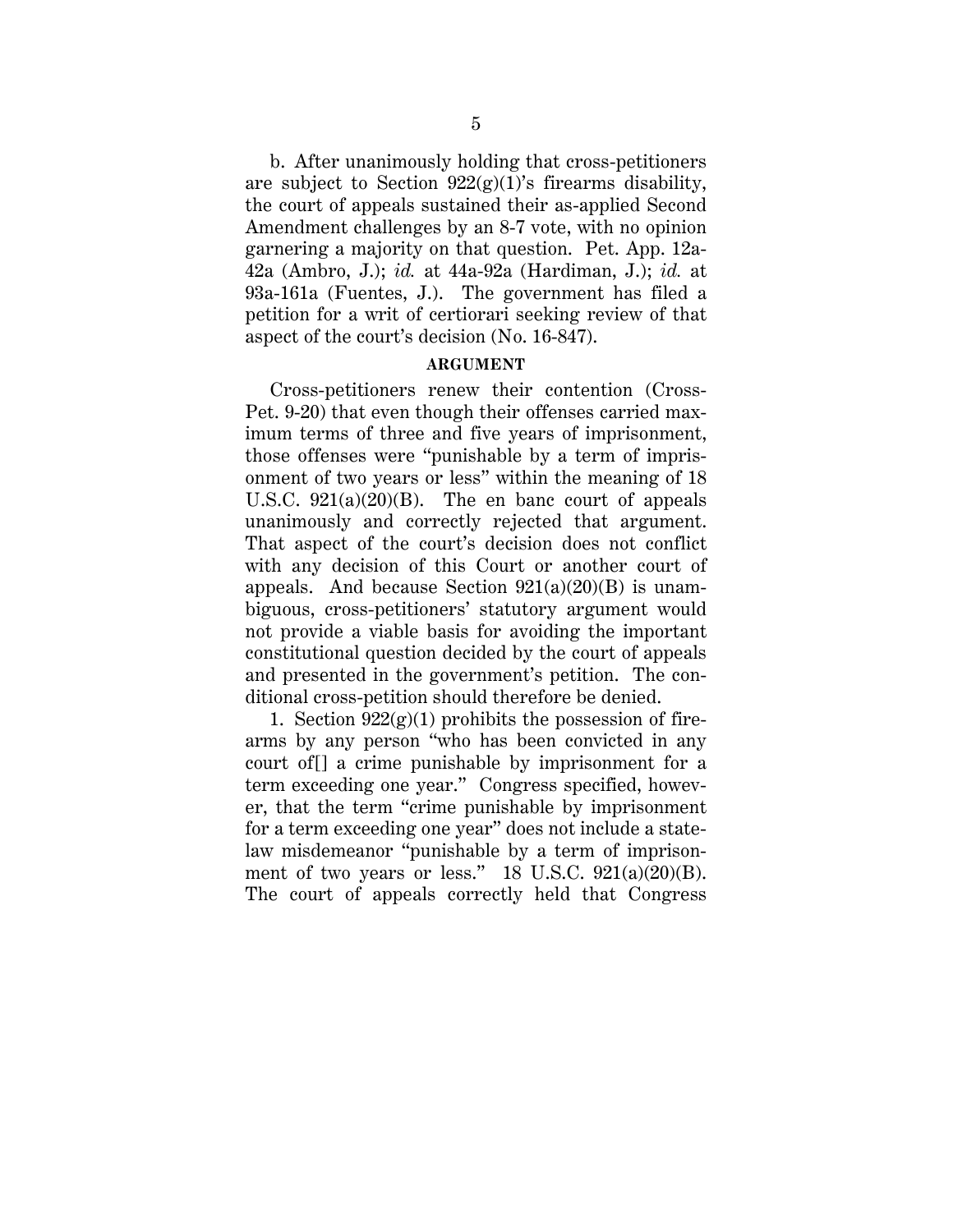b. After unanimously holding that cross-petitioners are subject to Section 922(g)(1)'s firearms disability, the court of appeals sustained their as-applied Second Amendment challenges by an 8-7 vote, with no opinion garnering a majority on that question. Pet. App. 12a-42a (Ambro, J.); *id.* at 44a-92a (Hardiman, J.); *id.* at 93a-161a (Fuentes, J.). The government has filed a petition for a writ of certiorari seeking review of that aspect of the court's decision (No. 16-847).

## ARGUMENT

Cross-petitioners renew their contention (Cross-Pet. 9-20) that even though their offenses carried maximum terms of three and five years of imprisonment, those offenses were "punishable by a term of imprisonment of two years or less" within the meaning of 18 U.S.C. 921(a)(20)(B). The en banc court of appeals unanimously and correctly rejected that argument. That aspect of the court's decision does not conflict with any decision of this Court or another court of appeals. And because Section 921(a)(20)(B) is unambiguous, cross-petitioners' statutory argument would not provide a viable basis for avoiding the important constitutional question decided by the court of appeals and presented in the government's petition. The conditional cross-petition should therefore be denied.

1. Section 922(g)(1) prohibits the possession of firearms by any person "who has been convicted in any court of[] a crime punishable by imprisonment for a term exceeding one year." Congress specified, however, that the term "crime punishable by imprisonment for a term exceeding one year" does not include a state-law misdemeanor "punishable by a term of imprisonment of two years or less." 18 U.S.C. 921(a)(20)(B). The court of appeals correctly held that Congress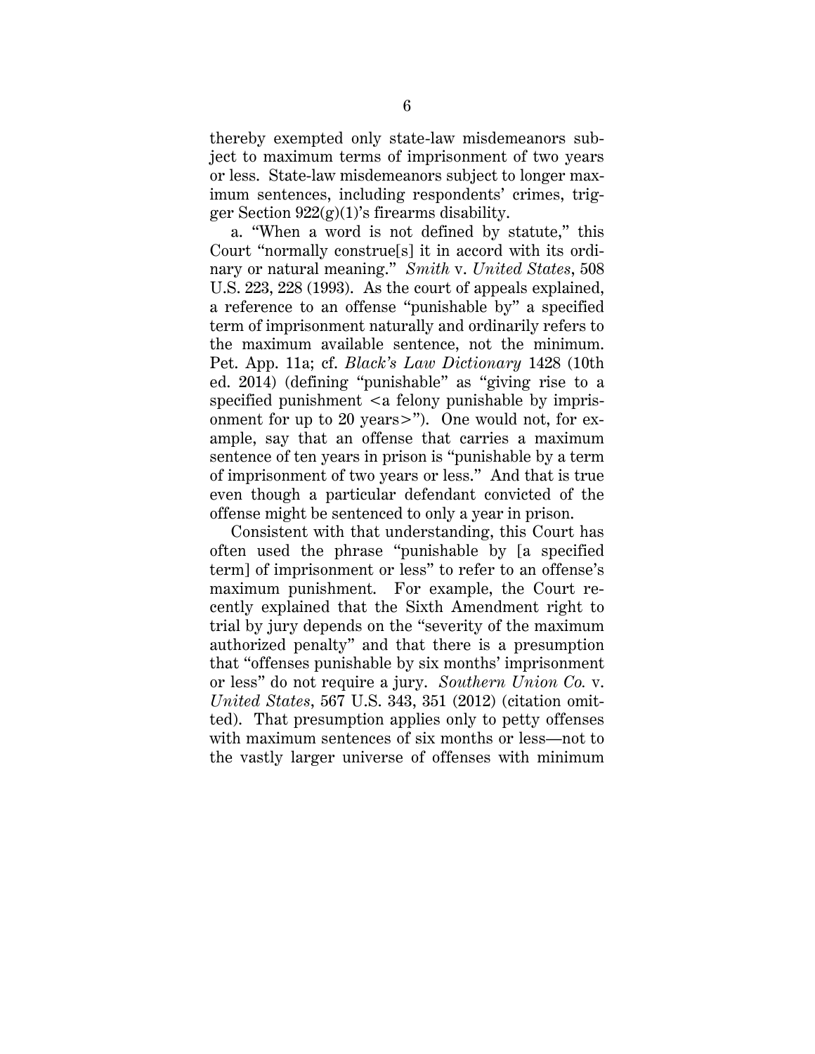thereby exempted only state-law misdemeanors subject to maximum terms of imprisonment of two years or less. State-law misdemeanors subject to longer maximum sentences, including respondents' crimes, trigger Section 922(g)(1)'s firearms disability.

a. "When a word is not defined by statute," this Court "normally construe[s] it in accord with its ordinary or natural meaning." *Smith* v. *United States*, 508 U.S. 223, 228 (1993). As the court of appeals explained, a reference to an offense "punishable by" a specified term of imprisonment naturally and ordinarily refers to the maximum available sentence, not the minimum. Pet. App. 11a; cf. *Black's Law Dictionary* 1428 (10th ed. 2014) (defining "punishable" as "giving rise to a specified punishment <a felony punishable by imprisonment for up to 20 years>"). One would not, for example, say that an offense that carries a maximum sentence of ten years in prison is "punishable by a term of imprisonment of two years or less." And that is true even though a particular defendant convicted of the offense might be sentenced to only a year in prison.

Consistent with that understanding, this Court has often used the phrase "punishable by [a specified term] of imprisonment or less" to refer to an offense's maximum punishment. For example, the Court recently explained that the Sixth Amendment right to trial by jury depends on the "severity of the maximum authorized penalty" and that there is a presumption that "offenses punishable by six months' imprisonment or less" do not require a jury. *Southern Union Co.* v. *United States*, 567 U.S. 343, 351 (2012) (citation omitted). That presumption applies only to petty offenses with maximum sentences of six months or less—not to the vastly larger universe of offenses with minimum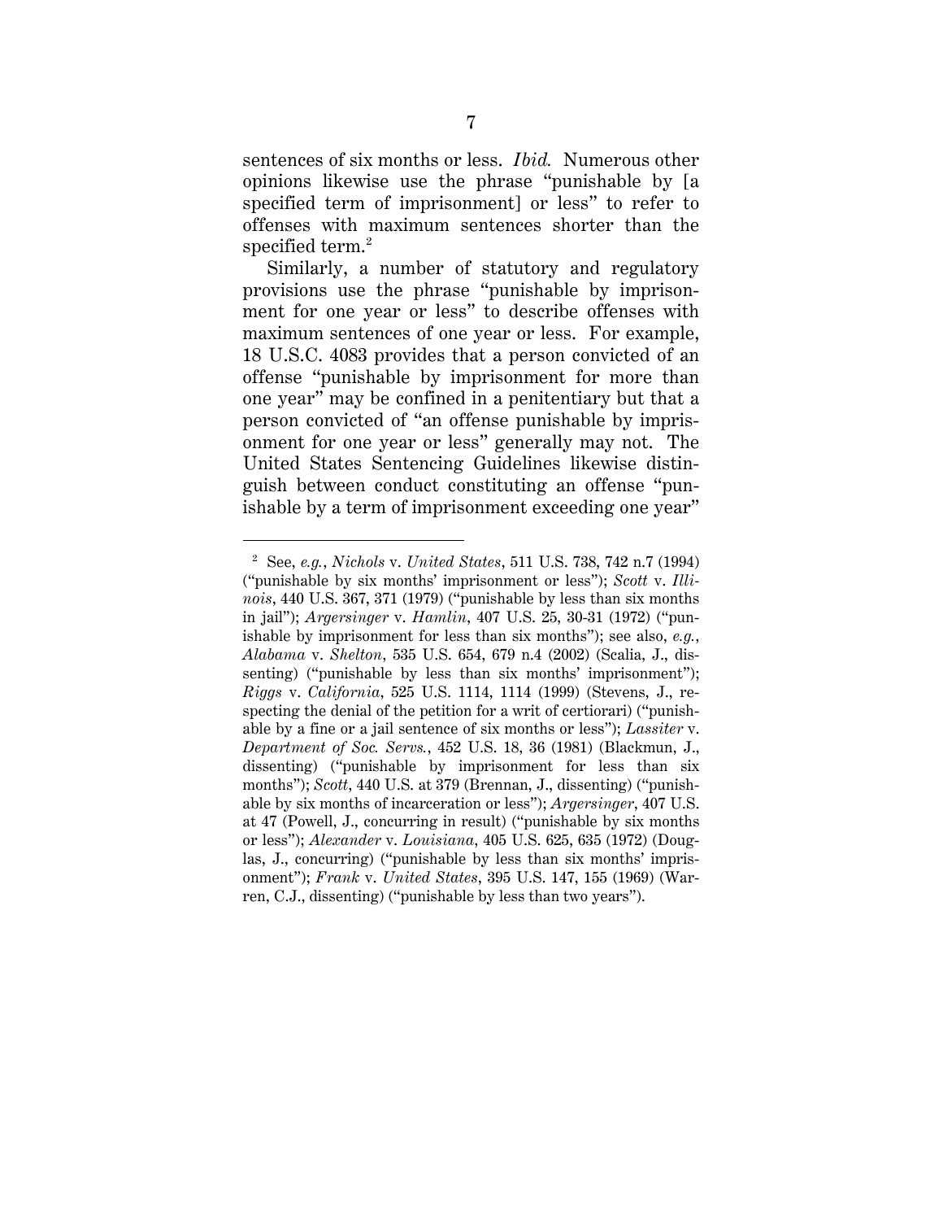sentences of six months or less. *Ibid.* Numerous other opinions likewise use the phrase "punishable by [a specified term of imprisonment] or less" to refer to offenses with maximum sentences shorter than the specified term.[2]

Similarly, a number of statutory and regulatory provisions use the phrase "punishable by imprisonment for one year or less" to describe offenses with maximum sentences of one year or less. For example, 18 U.S.C. 4083 provides that a person convicted of an offense "punishable by imprisonment for more than one year" may be confined in a penitentiary but that a person convicted of "an offense punishable by imprisonment for one year or less" generally may not. The United States Sentencing Guidelines likewise distinguish between conduct constituting an offense "punishable by a term of imprisonment exceeding one year"

---

[2] See, *e.g.*, *Nichols* v. *United States*, 511 U.S. 738, 742 n.7 (1994) ("punishable by six months' imprisonment or less"); *Scott* v. *Illinois*, 440 U.S. 367, 371 (1979) ("punishable by less than six months in jail"); *Argersinger* v. *Hamlin*, 407 U.S. 25, 30-31 (1972) ("punishable by imprisonment for less than six months"); see also, *e.g.*, *Alabama* v. *Shelton*, 535 U.S. 654, 679 n.4 (2002) (Scalia, J., dissenting) ("punishable by less than six months' imprisonment"); *Riggs* v. *California*, 525 U.S. 1114, 1114 (1999) (Stevens, J., respecting the denial of the petition for a writ of certiorari) ("punishable by a fine or a jail sentence of six months or less"); *Lassiter* v. *Department of Soc. Servs.*, 452 U.S. 18, 36 (1981) (Blackmun, J., dissenting) ("punishable by imprisonment for less than six months"); *Scott*, 440 U.S. at 379 (Brennan, J., dissenting) ("punishable by six months of incarceration or less"); *Argersinger*, 407 U.S. at 47 (Powell, J., concurring in result) ("punishable by six months or less"); *Alexander* v. *Louisiana*, 405 U.S. 625, 635 (1972) (Douglas, J., concurring) ("punishable by less than six months' imprisonment"); *Frank* v. *United States*, 395 U.S. 147, 155 (1969) (Warren, C.J., dissenting) ("punishable by less than two years").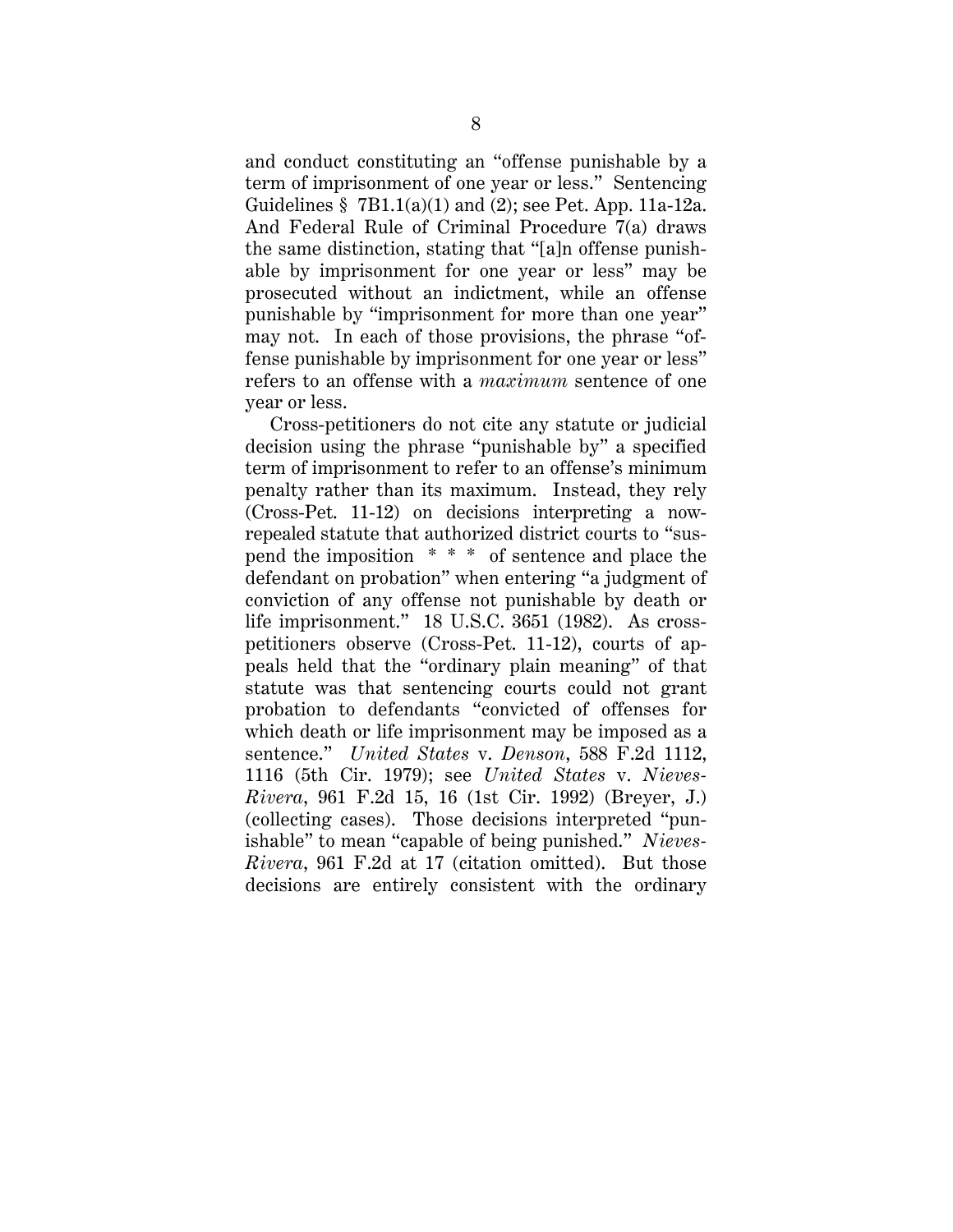and conduct constituting an "offense punishable by a term of imprisonment of one year or less." Sentencing Guidelines § 7B1.1(a)(1) and (2); see Pet. App. 11a-12a. And Federal Rule of Criminal Procedure 7(a) draws the same distinction, stating that "[a]n offense punishable by imprisonment for one year or less" may be prosecuted without an indictment, while an offense punishable by "imprisonment for more than one year" may not. In each of those provisions, the phrase "offense punishable by imprisonment for one year or less" refers to an offense with a *maximum* sentence of one year or less.

Cross-petitioners do not cite any statute or judicial decision using the phrase "punishable by" a specified term of imprisonment to refer to an offense's minimum penalty rather than its maximum. Instead, they rely (Cross-Pet. 11-12) on decisions interpreting a now-repealed statute that authorized district courts to "suspend the imposition * * * of sentence and place the defendant on probation" when entering "a judgment of conviction of any offense not punishable by death or life imprisonment." 18 U.S.C. 3651 (1982). As cross-petitioners observe (Cross-Pet. 11-12), courts of appeals held that the "ordinary plain meaning" of that statute was that sentencing courts could not grant probation to defendants "convicted of offenses for which death or life imprisonment may be imposed as a sentence." *United States* v. *Denson*, 588 F.2d 1112, 1116 (5th Cir. 1979); see *United States* v. *Nieves-Rivera*, 961 F.2d 15, 16 (1st Cir. 1992) (Breyer, J.) (collecting cases). Those decisions interpreted "punishable" to mean "capable of being punished." *Nieves-Rivera*, 961 F.2d at 17 (citation omitted). But those decisions are entirely consistent with the ordinary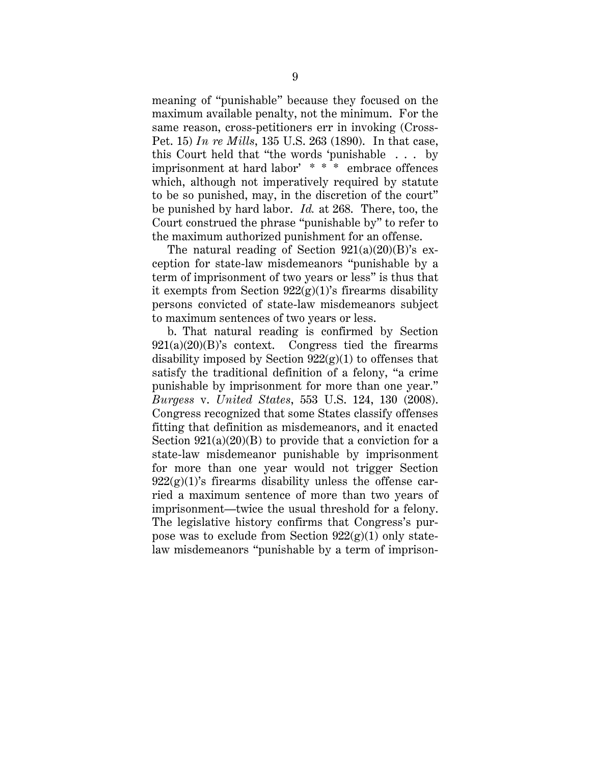meaning of "punishable" because they focused on the maximum available penalty, not the minimum. For the same reason, cross-petitioners err in invoking (Cross-Pet. 15) *In re Mills*, 135 U.S. 263 (1890). In that case, this Court held that "the words 'punishable . . . by imprisonment at hard labor' * * * embrace offences which, although not imperatively required by statute to be so punished, may, in the discretion of the court" be punished by hard labor. *Id.* at 268. There, too, the Court construed the phrase "punishable by" to refer to the maximum authorized punishment for an offense.

The natural reading of Section 921(a)(20)(B)'s exception for state-law misdemeanors "punishable by a term of imprisonment of two years or less" is thus that it exempts from Section 922(g)(1)'s firearms disability persons convicted of state-law misdemeanors subject to maximum sentences of two years or less.

b. That natural reading is confirmed by Section 921(a)(20)(B)'s context. Congress tied the firearms disability imposed by Section 922(g)(1) to offenses that satisfy the traditional definition of a felony, "a crime punishable by imprisonment for more than one year." *Burgess* v. *United States*, 553 U.S. 124, 130 (2008). Congress recognized that some States classify offenses fitting that definition as misdemeanors, and it enacted Section 921(a)(20)(B) to provide that a conviction for a state-law misdemeanor punishable by imprisonment for more than one year would not trigger Section 922(g)(1)'s firearms disability unless the offense carried a maximum sentence of more than two years of imprisonment—twice the usual threshold for a felony. The legislative history confirms that Congress's purpose was to exclude from Section 922(g)(1) only state-law misdemeanors "punishable by a term of imprison-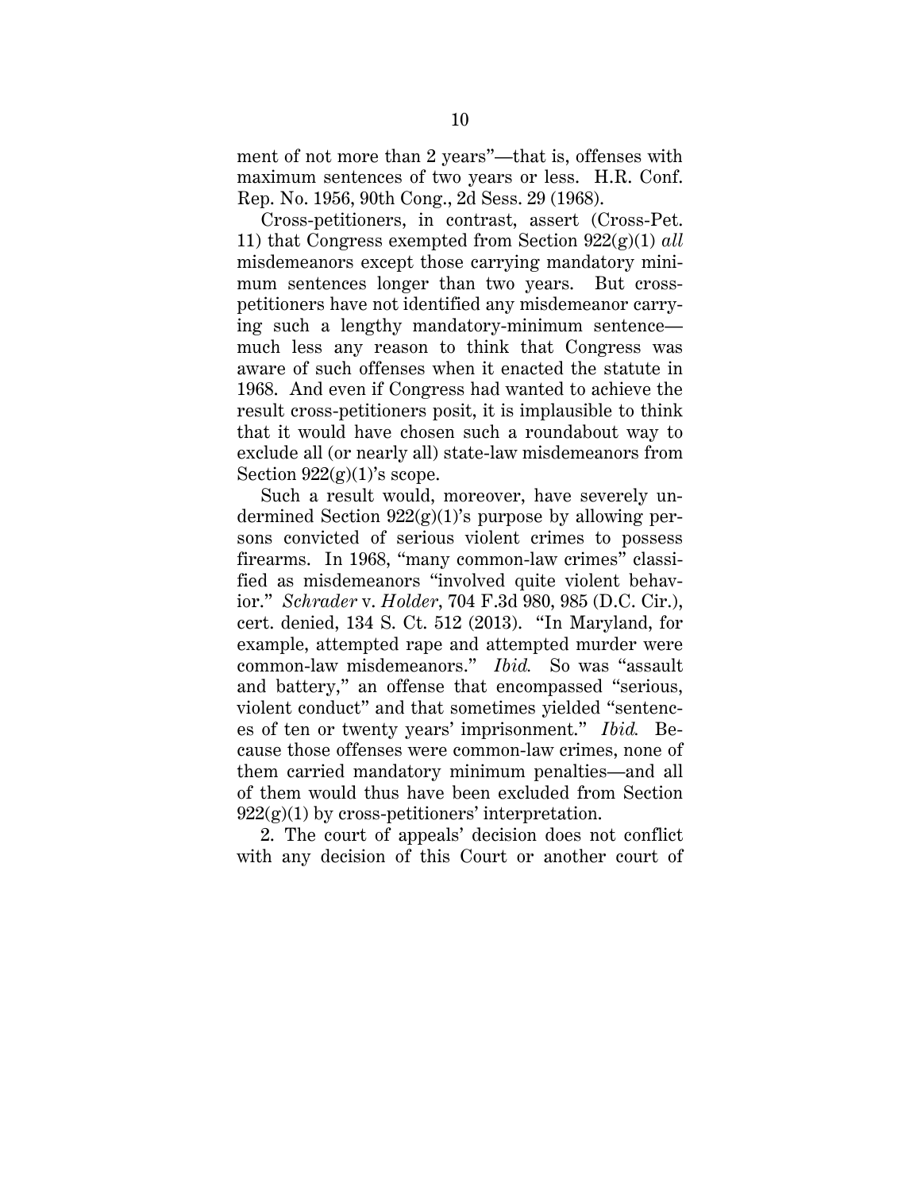ment of not more than 2 years"—that is, offenses with maximum sentences of two years or less. H.R. Conf. Rep. No. 1956, 90th Cong., 2d Sess. 29 (1968).

Cross-petitioners, in contrast, assert (Cross-Pet. 11) that Congress exempted from Section 922(g)(1) *all* misdemeanors except those carrying mandatory minimum sentences longer than two years. But cross-petitioners have not identified any misdemeanor carrying such a lengthy mandatory-minimum sentence—much less any reason to think that Congress was aware of such offenses when it enacted the statute in 1968. And even if Congress had wanted to achieve the result cross-petitioners posit, it is implausible to think that it would have chosen such a roundabout way to exclude all (or nearly all) state-law misdemeanors from Section 922(g)(1)'s scope.

Such a result would, moreover, have severely undermined Section 922(g)(1)'s purpose by allowing persons convicted of serious violent crimes to possess firearms. In 1968, "many common-law crimes" classified as misdemeanors "involved quite violent behavior." *Schrader* v. *Holder*, 704 F.3d 980, 985 (D.C. Cir.), cert. denied, 134 S. Ct. 512 (2013). "In Maryland, for example, attempted rape and attempted murder were common-law misdemeanors." *Ibid.* So was "assault and battery," an offense that encompassed "serious, violent conduct" and that sometimes yielded "sentences of ten or twenty years' imprisonment." *Ibid.* Because those offenses were common-law crimes, none of them carried mandatory minimum penalties—and all of them would thus have been excluded from Section 922(g)(1) by cross-petitioners' interpretation.

2. The court of appeals' decision does not conflict with any decision of this Court or another court of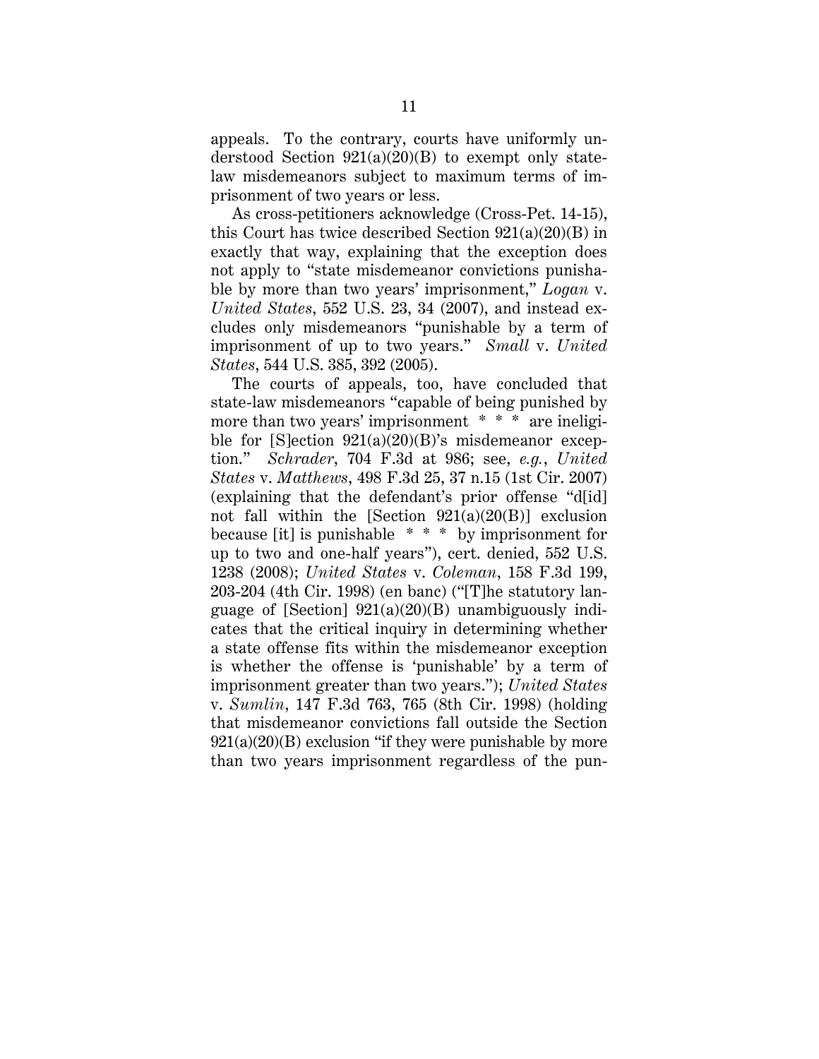appeals. To the contrary, courts have uniformly understood Section 921(a)(20)(B) to exempt only state-law misdemeanors subject to maximum terms of imprisonment of two years or less.

As cross-petitioners acknowledge (Cross-Pet. 14-15), this Court has twice described Section 921(a)(20)(B) in exactly that way, explaining that the exception does not apply to "state misdemeanor convictions punishable by more than two years' imprisonment," *Logan* v. *United States*, 552 U.S. 23, 34 (2007), and instead excludes only misdemeanors "punishable by a term of imprisonment of up to two years." *Small* v. *United States*, 544 U.S. 385, 392 (2005).

The courts of appeals, too, have concluded that state-law misdemeanors "capable of being punished by more than two years' imprisonment * * * are ineligible for [S]ection 921(a)(20)(B)'s misdemeanor exception." *Schrader*, 704 F.3d at 986; see, *e.g.*, *United States* v. *Matthews*, 498 F.3d 25, 37 n.15 (1st Cir. 2007) (explaining that the defendant's prior offense "d[id] not fall within the [Section 921(a)(20(B)] exclusion because [it] is punishable * * * by imprisonment for up to two and one-half years"), cert. denied, 552 U.S. 1238 (2008); *United States* v. *Coleman*, 158 F.3d 199, 203-204 (4th Cir. 1998) (en banc) ("[T]he statutory language of [Section] 921(a)(20)(B) unambiguously indicates that the critical inquiry in determining whether a state offense fits within the misdemeanor exception is whether the offense is 'punishable' by a term of imprisonment greater than two years."); *United States* v. *Sumlin*, 147 F.3d 763, 765 (8th Cir. 1998) (holding that misdemeanor convictions fall outside the Section 921(a)(20)(B) exclusion "if they were punishable by more than two years imprisonment regardless of the pun-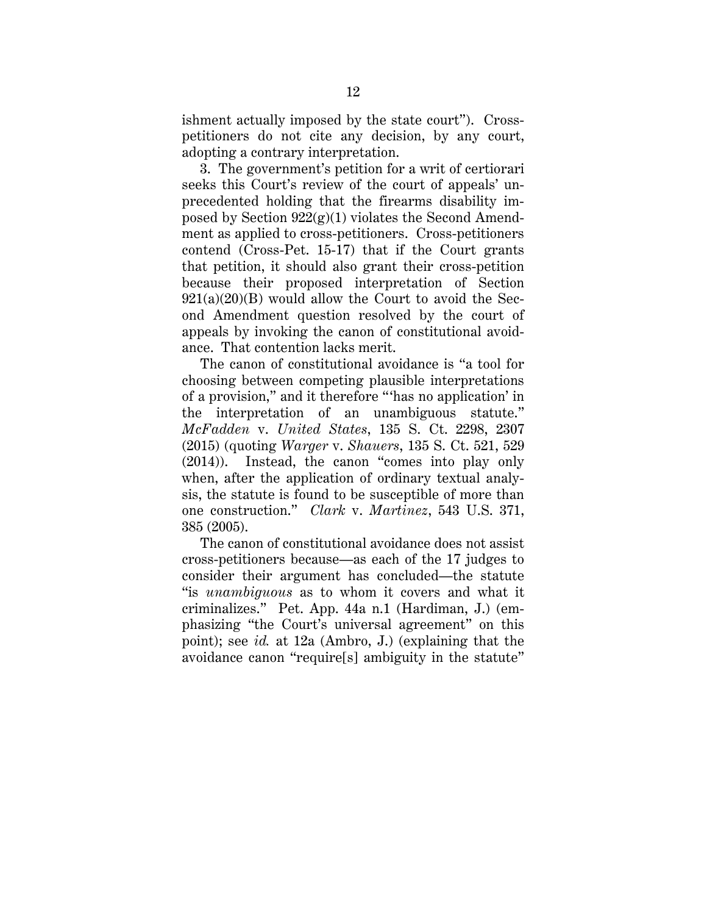ishment actually imposed by the state court"). Cross-petitioners do not cite any decision, by any court, adopting a contrary interpretation.

3. The government's petition for a writ of certiorari seeks this Court's review of the court of appeals' unprecedented holding that the firearms disability imposed by Section 922(g)(1) violates the Second Amendment as applied to cross-petitioners. Cross-petitioners contend (Cross-Pet. 15-17) that if the Court grants that petition, it should also grant their cross-petition because their proposed interpretation of Section 921(a)(20)(B) would allow the Court to avoid the Second Amendment question resolved by the court of appeals by invoking the canon of constitutional avoidance. That contention lacks merit.

The canon of constitutional avoidance is "a tool for choosing between competing plausible interpretations of a provision," and it therefore "'has no application' in the interpretation of an unambiguous statute." *McFadden* v. *United States*, 135 S. Ct. 2298, 2307 (2015) (quoting *Warger* v. *Shauers*, 135 S. Ct. 521, 529 (2014)). Instead, the canon "comes into play only when, after the application of ordinary textual analysis, the statute is found to be susceptible of more than one construction." *Clark* v. *Martinez*, 543 U.S. 371, 385 (2005).

The canon of constitutional avoidance does not assist cross-petitioners because—as each of the 17 judges to consider their argument has concluded—the statute "is *unambiguous* as to whom it covers and what it criminalizes." Pet. App. 44a n.1 (Hardiman, J.) (emphasizing "the Court's universal agreement" on this point); see *id.* at 12a (Ambro, J.) (explaining that the avoidance canon "require[s] ambiguity in the statute"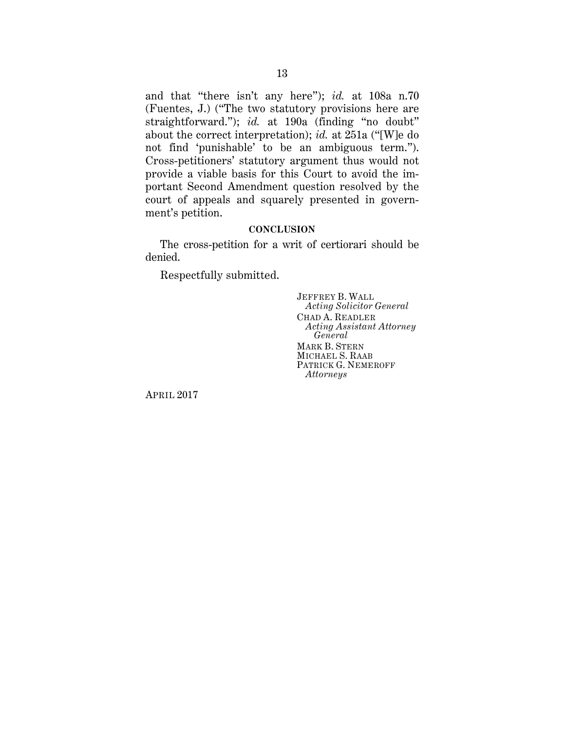and that "there isn't any here"); *id.* at 108a n.70 (Fuentes, J.) ("The two statutory provisions here are straightforward."); *id.* at 190a (finding "no doubt" about the correct interpretation); *id.* at 251a ("[W]e do not find 'punishable' to be an ambiguous term."). Cross-petitioners' statutory argument thus would not provide a viable basis for this Court to avoid the important Second Amendment question resolved by the court of appeals and squarely presented in government's petition.

**CONCLUSION**

The cross-petition for a writ of certiorari should be denied.

Respectfully submitted.

JEFFREY B. WALL
*Acting Solicitor General*
CHAD A. READLER
*Acting Assistant Attorney General*
MARK B. STERN
MICHAEL S. RAAB
PATRICK G. NEMEROFF
*Attorneys*

APRIL 2017